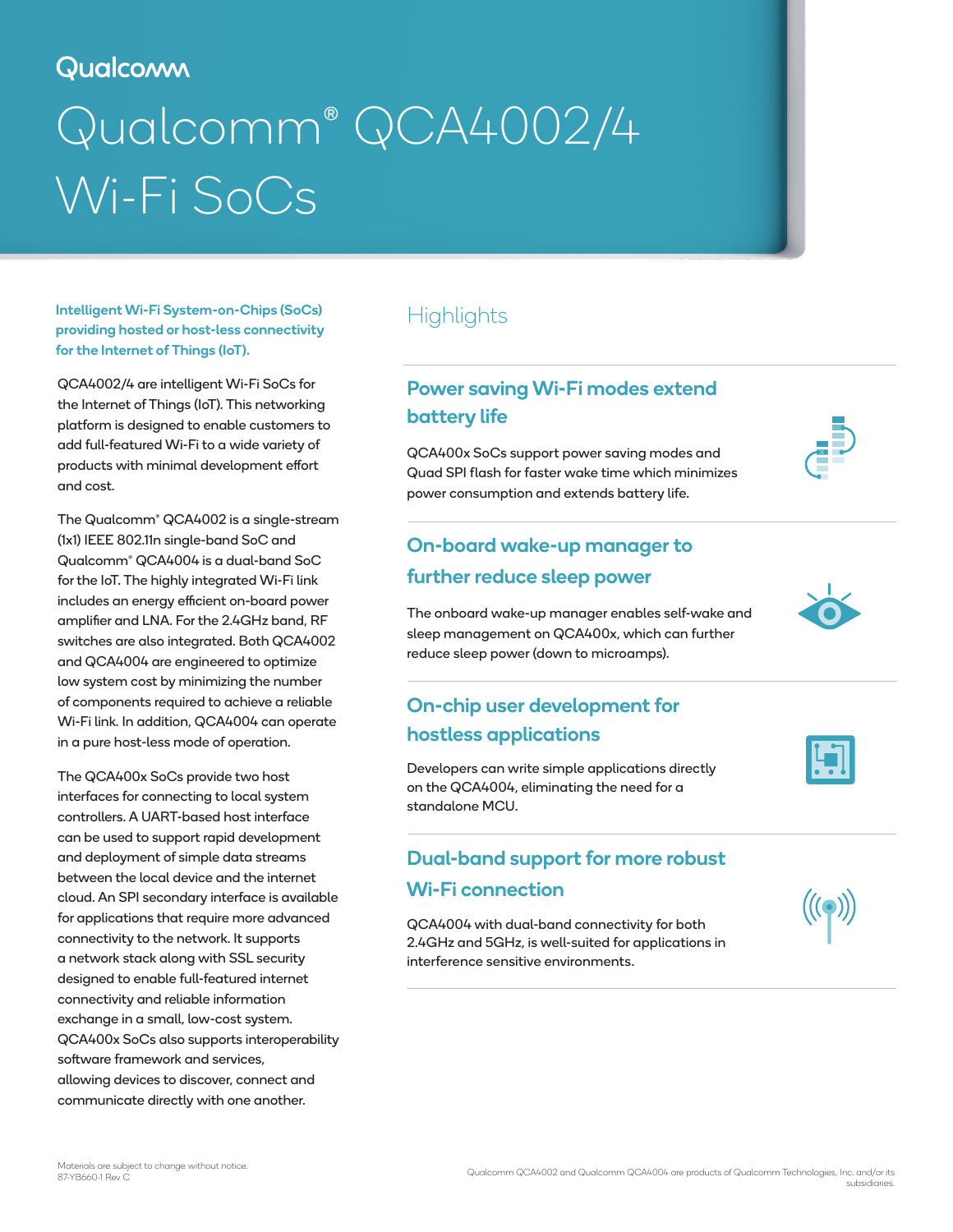Qualcomm

# Qualcomm® QCA4002/4 Wi-Fi SoCs

**Intelligent Wi-Fi System-on-Chips (SoCs) providing hosted or host-less connectivity for the Internet of Things (IoT).**

QCA4002/4 are intelligent Wi-Fi SoCs for the Internet of Things (IoT). This networking platform is designed to enable customers to add full-featured Wi-Fi to a wide variety of products with minimal development effort and cost.

The Qualcomm® QCA4002 is a single-stream (1x1) IEEE 802.11n single-band SoC and Qualcomm® QCA4004 is a dual-band SoC for the IoT. The highly integrated Wi-Fi link includes an energy efficient on-board power amplifier and LNA. For the 2.4GHz band, RF switches are also integrated. Both QCA4002 and QCA4004 are engineered to optimize low system cost by minimizing the number of components required to achieve a reliable Wi-Fi link. In addition, QCA4004 can operate in a pure host-less mode of operation.

The QCA400x SoCs provide two host interfaces for connecting to local system controllers. A UART-based host interface can be used to support rapid development and deployment of simple data streams between the local device and the internet cloud. An SPI secondary interface is available for applications that require more advanced connectivity to the network. It supports a network stack along with SSL security designed to enable full-featured internet connectivity and reliable information exchange in a small, low-cost system. QCA400x SoCs also supports interoperability software framework and services, allowing devices to discover, connect and communicate directly with one another.

## Highlights

### Power saving Wi-Fi modes extend battery life

QCA400x SoCs support power saving modes and Quad SPI flash for faster wake time which minimizes power consumption and extends battery life.

### On-board wake-up manager to further reduce sleep power

The onboard wake-up manager enables self-wake and sleep management on QCA400x, which can further reduce sleep power (down to microamps).

### On-chip user development for hostless applications

Developers can write simple applications directly on the QCA4004, eliminating the need for a standalone MCU.

### Dual-band support for more robust Wi-Fi connection

QCA4004 with dual-band connectivity for both 2.4GHz and 5GHz, is well-suited for applications in interference sensitive environments.

Materials are subject to change without notice.
87-YB660-1 Rev C

Qualcomm QCA4002 and Qualcomm QCA4004 are products of Qualcomm Technologies, Inc. and/or its subsidiaries.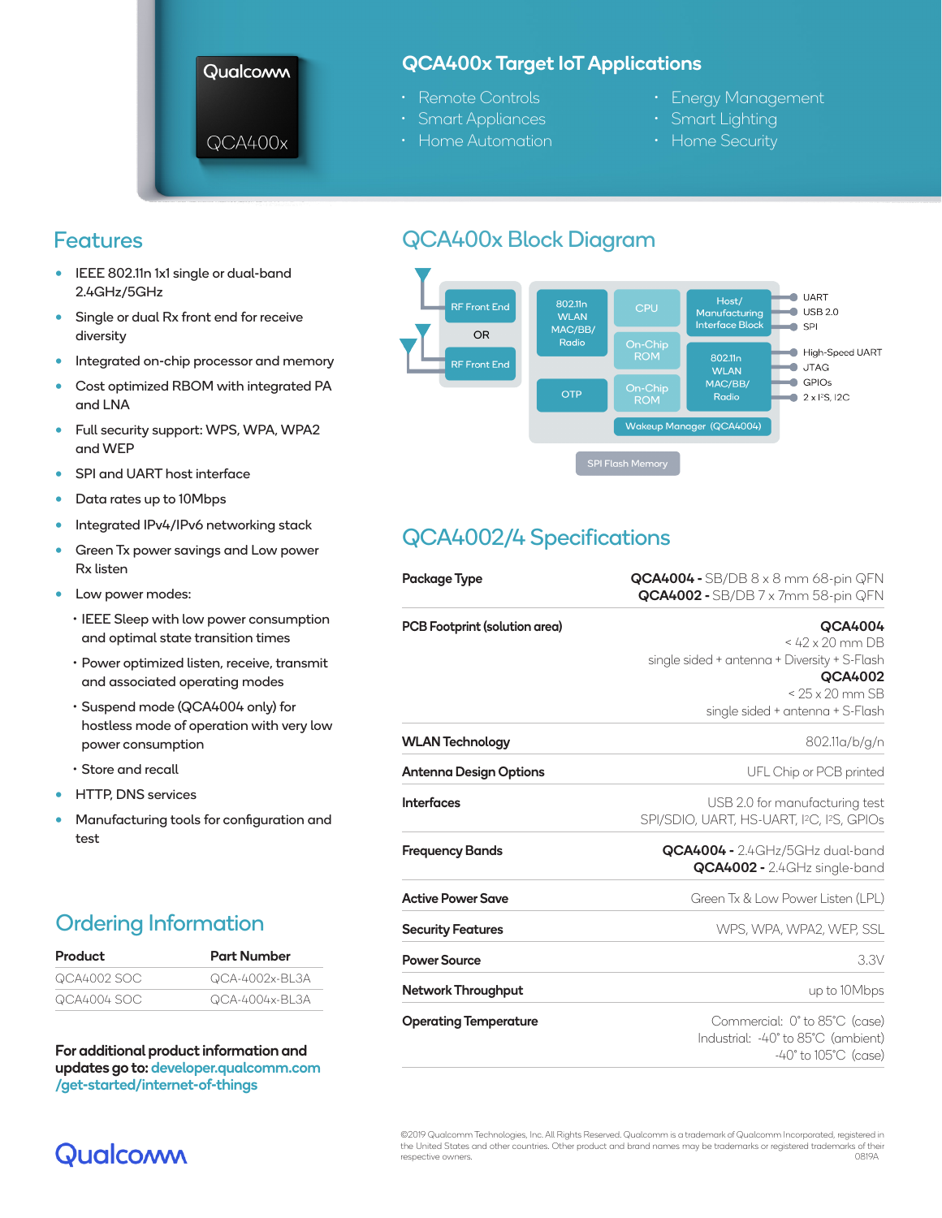## QCA400x Target IoT Applications

- Remote Controls
- Smart Appliances
- Home Automation
- Energy Management
- Smart Lighting
- Home Security

## Features

- IEEE 802.11n 1x1 single or dual-band 2.4GHz/5GHz
- Single or dual Rx front end for receive diversity
- Integrated on-chip processor and memory
- Cost optimized RBOM with integrated PA and LNA
- Full security support: WPS, WPA, WPA2 and WEP
- SPI and UART host interface
- Data rates up to 10Mbps
- Integrated IPv4/IPv6 networking stack
- Green Tx power savings and Low power Rx listen
- Low power modes:
  - IEEE Sleep with low power consumption and optimal state transition times
  - Power optimized listen, receive, transmit and associated operating modes
  - Suspend mode (QCA4004 only) for hostless mode of operation with very low power consumption
  - Store and recall
- HTTP, DNS services
- Manufacturing tools for configuration and test

## QCA400x Block Diagram

RF Front End
OR
RF Front End
802.11n WLAN MAC/BB/ Radio
OTP
CPU
On-Chip ROM
On-Chip ROM
Host/ Manufacturing Interface Block
802.11n WLAN MAC/BB/ Radio
Wakeup Manager (QCA4004)
SPI Flash Memory
UART
USB 2.0
SPI
High-Speed UART
JTAG
GPIOs
2 x I²S, I2C

## QCA4002/4 Specifications

| | |
|---|---|
| **Package Type** | **QCA4004 -** SB/DB 8 x 8 mm 68-pin QFN<br>**QCA4002 -** SB/DB 7 x 7mm 58-pin QFN |
| **PCB Footprint (solution area)** | **QCA4004**<br>< 42 x 20 mm DB<br>single sided + antenna + Diversity + S-Flash<br>**QCA4002**<br>< 25 x 20 mm SB<br>single sided + antenna + S-Flash |
| **WLAN Technology** | 802.11a/b/g/n |
| **Antenna Design Options** | UFL Chip or PCB printed |
| **Interfaces** | USB 2.0 for manufacturing test<br>SPI/SDIO, UART, HS-UART, I²C, I²S, GPIOs |
| **Frequency Bands** | **QCA4004 -** 2.4GHz/5GHz dual-band<br>**QCA4002 -** 2.4GHz single-band |
| **Active Power Save** | Green Tx & Low Power Listen (LPL) |
| **Security Features** | WPS, WPA, WPA2, WEP, SSL |
| **Power Source** | 3.3V |
| **Network Throughput** | up to 10Mbps |
| **Operating Temperature** | Commercial: 0° to 85°C (case)<br>Industrial: -40° to 85°C (ambient)<br>-40° to 105°C (case) |

## Ordering Information

| Product | Part Number |
|---|---|
| QCA4002 SOC | QCA-4002x-BL3A |
| QCA4004 SOC | QCA-4004x-BL3A |

**For additional product information and updates go to:** developer.qualcomm.com/get-started/internet-of-things

©2019 Qualcomm Technologies, Inc. All Rights Reserved. Qualcomm is a trademark of Qualcomm Incorporated, registered in the United States and other countries. Other product and brand names may be trademarks or registered trademarks of their respective owners. 0819A